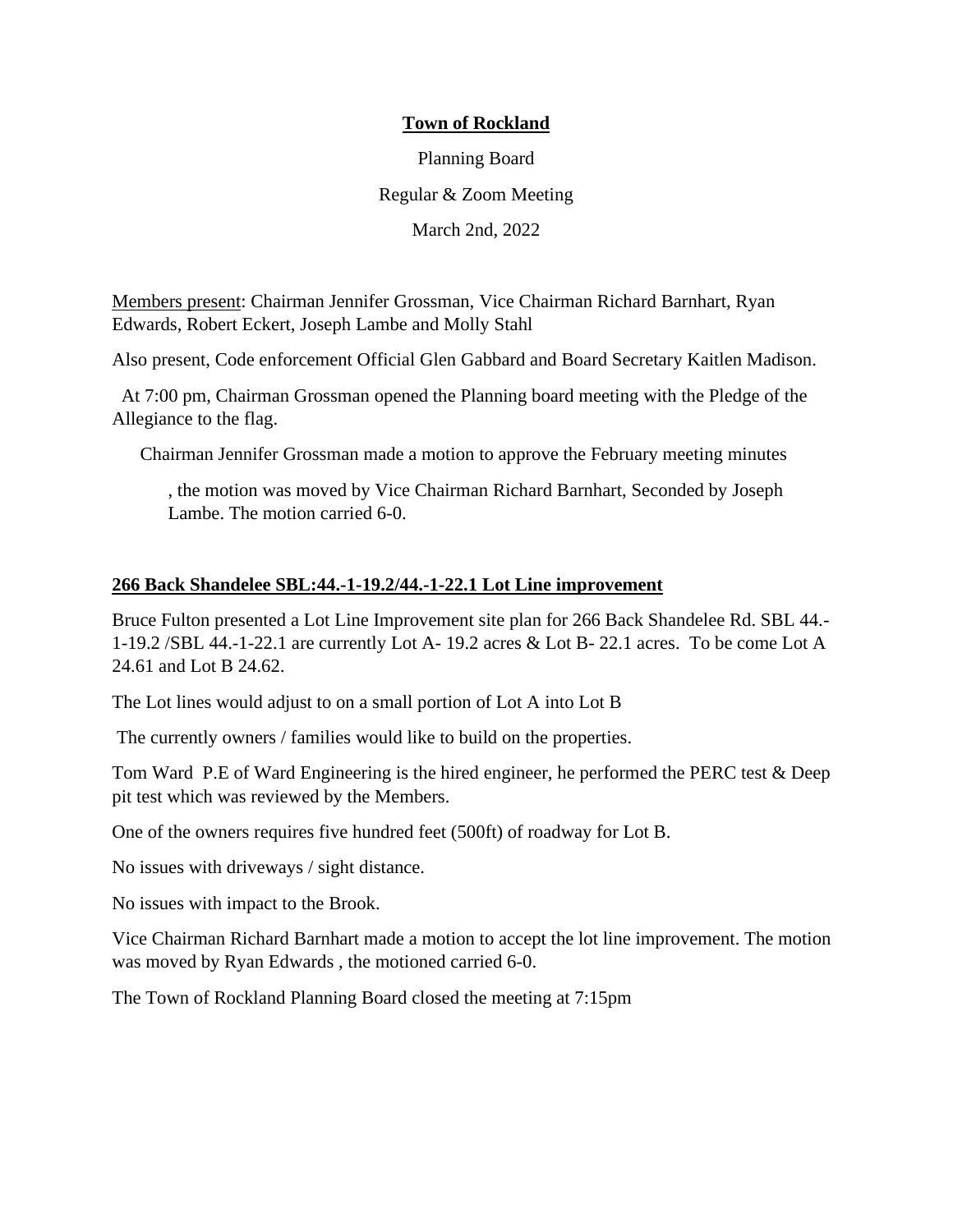**Town of Rockland**

Planning Board

Regular & Zoom Meeting

March 2nd, 2022

Members present: Chairman Jennifer Grossman, Vice Chairman Richard Barnhart, Ryan Edwards, Robert Eckert, Joseph Lambe and Molly Stahl

Also present, Code enforcement Official Glen Gabbard and Board Secretary Kaitlen Madison.

At 7:00 pm, Chairman Grossman opened the Planning board meeting with the Pledge of the Allegiance to the flag.

Chairman Jennifer Grossman made a motion to approve the February meeting minutes

, the motion was moved by Vice Chairman Richard Barnhart, Seconded by Joseph Lambe. The motion carried 6-0.

## 266 Back Shandelee SBL:44.-1-19.2/44.-1-22.1 Lot Line improvement

Bruce Fulton presented a Lot Line Improvement site plan for 266 Back Shandelee Rd. SBL 44.-1-19.2 /SBL 44.-1-22.1 are currently Lot A- 19.2 acres & Lot B- 22.1 acres. To be come Lot A 24.61 and Lot B 24.62.

The Lot lines would adjust to on a small portion of Lot A into Lot B

The currently owners / families would like to build on the properties.

Tom Ward P.E of Ward Engineering is the hired engineer, he performed the PERC test & Deep pit test which was reviewed by the Members.

One of the owners requires five hundred feet (500ft) of roadway for Lot B.

No issues with driveways / sight distance.

No issues with impact to the Brook.

Vice Chairman Richard Barnhart made a motion to accept the lot line improvement. The motion was moved by Ryan Edwards , the motioned carried 6-0.

The Town of Rockland Planning Board closed the meeting at 7:15pm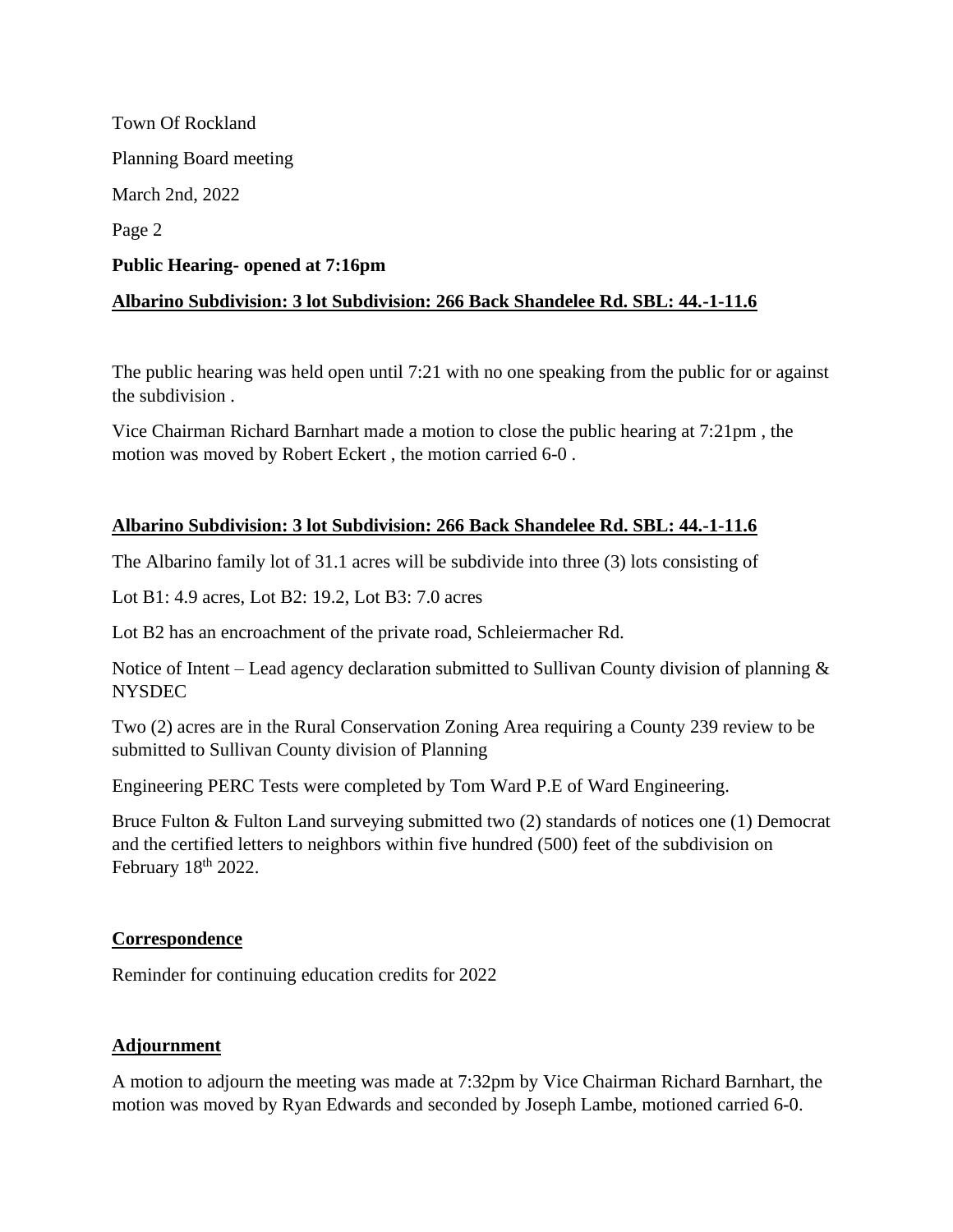Town Of Rockland

Planning Board meeting

March 2nd, 2022

**Public Hearing- opened at 7:16pm**

**Albarino Subdivision: 3 lot Subdivision: 266 Back Shandelee Rd. SBL: 44.-1-11.6**

The public hearing was held open until 7:21 with no one speaking from the public for or against the subdivision .

Vice Chairman Richard Barnhart made a motion to close the public hearing at 7:21pm , the motion was moved by Robert Eckert , the motion carried 6-0 .

**Albarino Subdivision: 3 lot Subdivision: 266 Back Shandelee Rd. SBL: 44.-1-11.6**

The Albarino family lot of 31.1 acres will be subdivide into three (3) lots consisting of

Lot B1: 4.9 acres, Lot B2: 19.2, Lot B3: 7.0 acres

Lot B2 has an encroachment of the private road, Schleiermacher Rd.

Notice of Intent – Lead agency declaration submitted to Sullivan County division of planning & NYSDEC

Two (2) acres are in the Rural Conservation Zoning Area requiring a County 239 review to be submitted to Sullivan County division of Planning

Engineering PERC Tests were completed by Tom Ward P.E of Ward Engineering.

Bruce Fulton & Fulton Land surveying submitted two (2) standards of notices one (1) Democrat and the certified letters to neighbors within five hundred (500) feet of the subdivision on February 18th 2022.

**Correspondence**

Reminder for continuing education credits for 2022

**Adjournment**

A motion to adjourn the meeting was made at 7:32pm by Vice Chairman Richard Barnhart, the motion was moved by Ryan Edwards and seconded by Joseph Lambe, motioned carried 6-0.